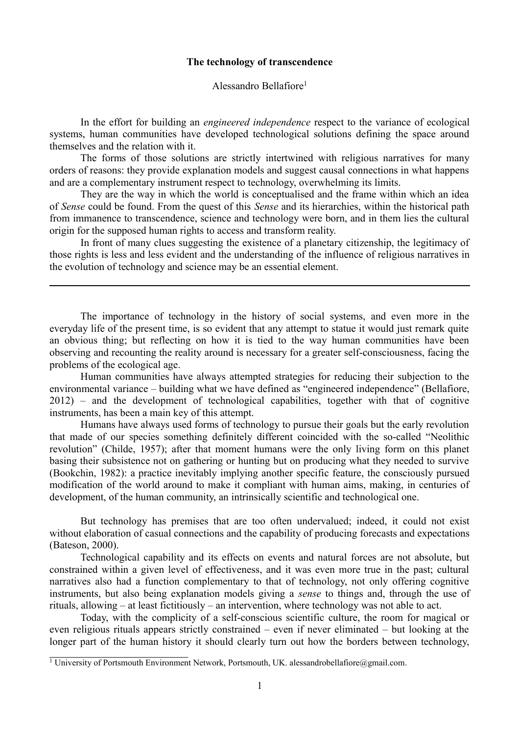**The technology of transcendence**

Alessandro Bellafiore[1]

In the effort for building an *engineered independence* respect to the variance of ecological systems, human communities have developed technological solutions defining the space around themselves and the relation with it.

The forms of those solutions are strictly intertwined with religious narratives for many orders of reasons: they provide explanation models and suggest causal connections in what happens and are a complementary instrument respect to technology, overwhelming its limits.

They are the way in which the world is conceptualised and the frame within which an idea of *Sense* could be found. From the quest of this *Sense* and its hierarchies, within the historical path from immanence to transcendence, science and technology were born, and in them lies the cultural origin for the supposed human rights to access and transform reality.

In front of many clues suggesting the existence of a planetary citizenship, the legitimacy of those rights is less and less evident and the understanding of the influence of religious narratives in the evolution of technology and science may be an essential element.

---

The importance of technology in the history of social systems, and even more in the everyday life of the present time, is so evident that any attempt to statue it would just remark quite an obvious thing; but reflecting on how it is tied to the way human communities have been observing and recounting the reality around is necessary for a greater self-consciousness, facing the problems of the ecological age.

Human communities have always attempted strategies for reducing their subjection to the environmental variance – building what we have defined as "engineered independence" (Bellafiore, 2012) – and the development of technological capabilities, together with that of cognitive instruments, has been a main key of this attempt.

Humans have always used forms of technology to pursue their goals but the early revolution that made of our species something definitely different coincided with the so-called "Neolithic revolution" (Childe, 1957); after that moment humans were the only living form on this planet basing their subsistence not on gathering or hunting but on producing what they needed to survive (Bookchin, 1982): a practice inevitably implying another specific feature, the consciously pursued modification of the world around to make it compliant with human aims, making, in centuries of development, of the human community, an intrinsically scientific and technological one.

But technology has premises that are too often undervalued; indeed, it could not exist without elaboration of casual connections and the capability of producing forecasts and expectations (Bateson, 2000).

Technological capability and its effects on events and natural forces are not absolute, but constrained within a given level of effectiveness, and it was even more true in the past; cultural narratives also had a function complementary to that of technology, not only offering cognitive instruments, but also being explanation models giving a *sense* to things and, through the use of rituals, allowing – at least fictitiously – an intervention, where technology was not able to act.

Today, with the complicity of a self-conscious scientific culture, the room for magical or even religious rituals appears strictly constrained – even if never eliminated – but looking at the longer part of the human history it should clearly turn out how the borders between technology,

[1] University of Portsmouth Environment Network, Portsmouth, UK. alessandrobellafiore@gmail.com.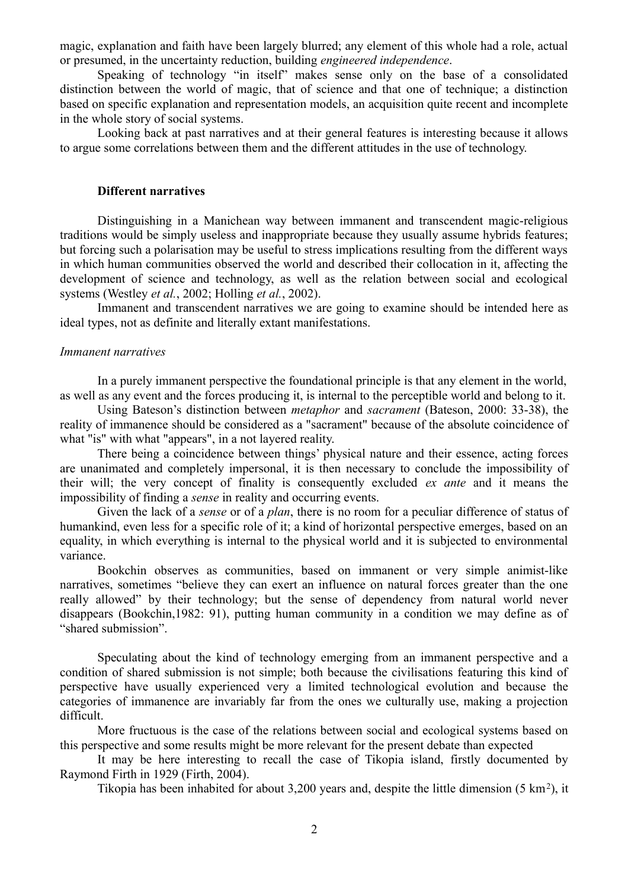magic, explanation and faith have been largely blurred; any element of this whole had a role, actual or presumed, in the uncertainty reduction, building *engineered independence*.

Speaking of technology "in itself" makes sense only on the base of a consolidated distinction between the world of magic, that of science and that one of technique; a distinction based on specific explanation and representation models, an acquisition quite recent and incomplete in the whole story of social systems.

Looking back at past narratives and at their general features is interesting because it allows to argue some correlations between them and the different attitudes in the use of technology.

## Different narratives

Distinguishing in a Manichean way between immanent and transcendent magic-religious traditions would be simply useless and inappropriate because they usually assume hybrids features; but forcing such a polarisation may be useful to stress implications resulting from the different ways in which human communities observed the world and described their collocation in it, affecting the development of science and technology, as well as the relation between social and ecological systems (Westley *et al.*, 2002; Holling *et al.*, 2002).

Immanent and transcendent narratives we are going to examine should be intended here as ideal types, not as definite and literally extant manifestations.

### *Immanent narratives*

In a purely immanent perspective the foundational principle is that any element in the world, as well as any event and the forces producing it, is internal to the perceptible world and belong to it.

Using Bateson's distinction between *metaphor* and *sacrament* (Bateson, 2000: 33-38), the reality of immanence should be considered as a "sacrament" because of the absolute coincidence of what "is" with what "appears", in a not layered reality.

There being a coincidence between things' physical nature and their essence, acting forces are unanimated and completely impersonal, it is then necessary to conclude the impossibility of their will; the very concept of finality is consequently excluded *ex ante* and it means the impossibility of finding a *sense* in reality and occurring events.

Given the lack of a *sense* or of a *plan*, there is no room for a peculiar difference of status of humankind, even less for a specific role of it; a kind of horizontal perspective emerges, based on an equality, in which everything is internal to the physical world and it is subjected to environmental variance.

Bookchin observes as communities, based on immanent or very simple animist-like narratives, sometimes "believe they can exert an influence on natural forces greater than the one really allowed" by their technology; but the sense of dependency from natural world never disappears (Bookchin,1982: 91), putting human community in a condition we may define as of "shared submission".

Speculating about the kind of technology emerging from an immanent perspective and a condition of shared submission is not simple; both because the civilisations featuring this kind of perspective have usually experienced very a limited technological evolution and because the categories of immanence are invariably far from the ones we culturally use, making a projection difficult.

More fructuous is the case of the relations between social and ecological systems based on this perspective and some results might be more relevant for the present debate than expected

It may be here interesting to recall the case of Tikopia island, firstly documented by Raymond Firth in 1929 (Firth, 2004).

Tikopia has been inhabited for about 3,200 years and, despite the little dimension (5 km$^2$), it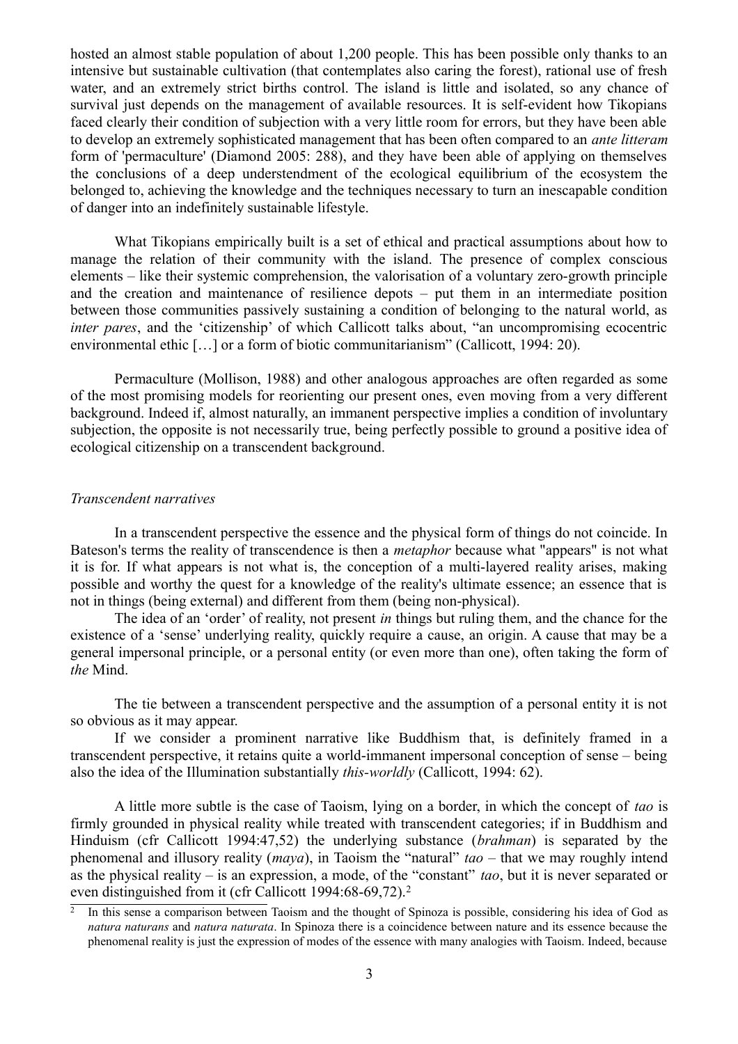hosted an almost stable population of about 1,200 people. This has been possible only thanks to an intensive but sustainable cultivation (that contemplates also caring the forest), rational use of fresh water, and an extremely strict births control. The island is little and isolated, so any chance of survival just depends on the management of available resources. It is self-evident how Tikopians faced clearly their condition of subjection with a very little room for errors, but they have been able to develop an extremely sophisticated management that has been often compared to an *ante litteram* form of 'permaculture' (Diamond 2005: 288), and they have been able of applying on themselves the conclusions of a deep understendment of the ecological equilibrium of the ecosystem the belonged to, achieving the knowledge and the techniques necessary to turn an inescapable condition of danger into an indefinitely sustainable lifestyle.

What Tikopians empirically built is a set of ethical and practical assumptions about how to manage the relation of their community with the island. The presence of complex conscious elements – like their systemic comprehension, the valorisation of a voluntary zero-growth principle and the creation and maintenance of resilience depots – put them in an intermediate position between those communities passively sustaining a condition of belonging to the natural world, as *inter pares*, and the 'citizenship' of which Callicott talks about, "an uncompromising ecocentric environmental ethic […] or a form of biotic communitarianism" (Callicott, 1994: 20).

Permaculture (Mollison, 1988) and other analogous approaches are often regarded as some of the most promising models for reorienting our present ones, even moving from a very different background. Indeed if, almost naturally, an immanent perspective implies a condition of involuntary subjection, the opposite is not necessarily true, being perfectly possible to ground a positive idea of ecological citizenship on a transcendent background.

### *Transcendent narratives*

In a transcendent perspective the essence and the physical form of things do not coincide. In Bateson's terms the reality of transcendence is then a *metaphor* because what "appears" is not what it is for. If what appears is not what is, the conception of a multi-layered reality arises, making possible and worthy the quest for a knowledge of the reality's ultimate essence; an essence that is not in things (being external) and different from them (being non-physical).

The idea of an 'order' of reality, not present *in* things but ruling them, and the chance for the existence of a 'sense' underlying reality, quickly require a cause, an origin. A cause that may be a general impersonal principle, or a personal entity (or even more than one), often taking the form of *the* Mind.

The tie between a transcendent perspective and the assumption of a personal entity it is not so obvious as it may appear.

If we consider a prominent narrative like Buddhism that, is definitely framed in a transcendent perspective, it retains quite a world-immanent impersonal conception of sense – being also the idea of the Illumination substantially *this-worldly* (Callicott, 1994: 62).

A little more subtle is the case of Taoism, lying on a border, in which the concept of *tao* is firmly grounded in physical reality while treated with transcendent categories; if in Buddhism and Hinduism (cfr Callicott 1994:47,52) the underlying substance (*brahman*) is separated by the phenomenal and illusory reality (*maya*), in Taoism the "natural" *tao* – that we may roughly intend as the physical reality – is an expression, a mode, of the "constant" *tao*, but it is never separated or even distinguished from it (cfr Callicott 1994:68-69,72).[2]

[2] In this sense a comparison between Taoism and the thought of Spinoza is possible, considering his idea of God as *natura naturans* and *natura naturata*. In Spinoza there is a coincidence between nature and its essence because the phenomenal reality is just the expression of modes of the essence with many analogies with Taoism. Indeed, because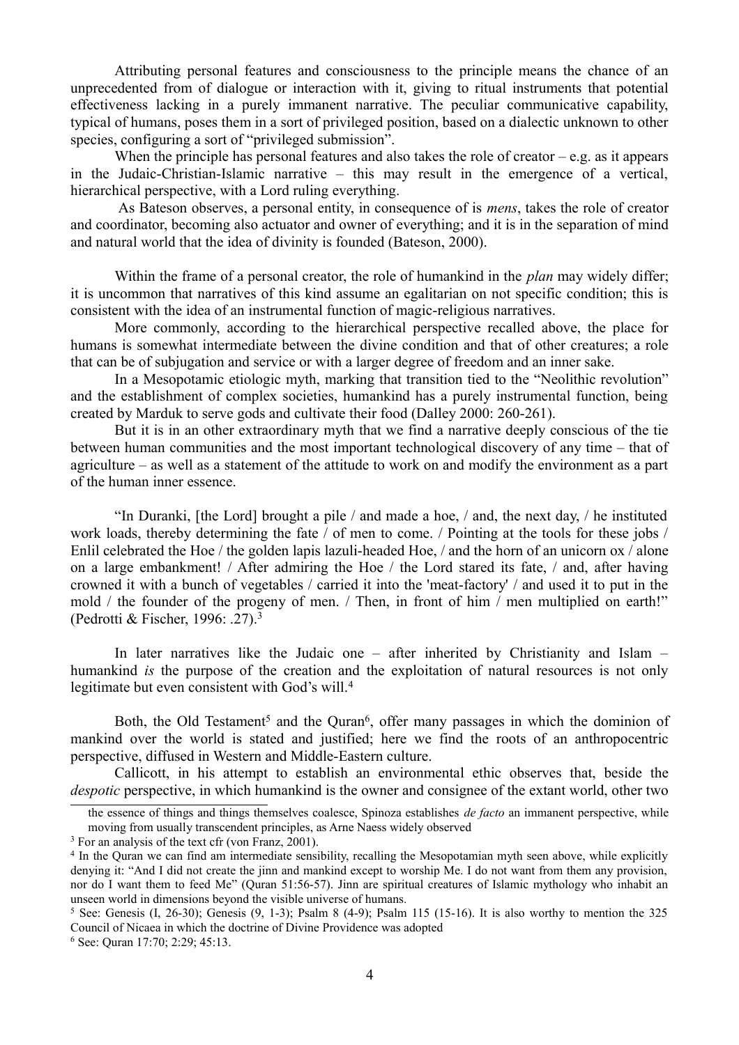Attributing personal features and consciousness to the principle means the chance of an unprecedented from of dialogue or interaction with it, giving to ritual instruments that potential effectiveness lacking in a purely immanent narrative. The peculiar communicative capability, typical of humans, poses them in a sort of privileged position, based on a dialectic unknown to other species, configuring a sort of "privileged submission".

When the principle has personal features and also takes the role of creator – e.g. as it appears in the Judaic-Christian-Islamic narrative – this may result in the emergence of a vertical, hierarchical perspective, with a Lord ruling everything.

As Bateson observes, a personal entity, in consequence of is *mens*, takes the role of creator and coordinator, becoming also actuator and owner of everything; and it is in the separation of mind and natural world that the idea of divinity is founded (Bateson, 2000).

Within the frame of a personal creator, the role of humankind in the *plan* may widely differ; it is uncommon that narratives of this kind assume an egalitarian on not specific condition; this is consistent with the idea of an instrumental function of magic-religious narratives.

More commonly, according to the hierarchical perspective recalled above, the place for humans is somewhat intermediate between the divine condition and that of other creatures; a role that can be of subjugation and service or with a larger degree of freedom and an inner sake.

In a Mesopotamic etiologic myth, marking that transition tied to the "Neolithic revolution" and the establishment of complex societies, humankind has a purely instrumental function, being created by Marduk to serve gods and cultivate their food (Dalley 2000: 260-261).

But it is in an other extraordinary myth that we find a narrative deeply conscious of the tie between human communities and the most important technological discovery of any time – that of agriculture – as well as a statement of the attitude to work on and modify the environment as a part of the human inner essence.

"In Duranki, [the Lord] brought a pile / and made a hoe, / and, the next day, / he instituted work loads, thereby determining the fate / of men to come. / Pointing at the tools for these jobs / Enlil celebrated the Hoe / the golden lapis lazuli-headed Hoe, / and the horn of an unicorn ox / alone on a large embankment! / After admiring the Hoe / the Lord stared its fate, / and, after having crowned it with a bunch of vegetables / carried it into the 'meat-factory' / and used it to put in the mold / the founder of the progeny of men. / Then, in front of him / men multiplied on earth!" (Pedrotti & Fischer, 1996: .27).[3]

In later narratives like the Judaic one – after inherited by Christianity and Islam – humankind *is* the purpose of the creation and the exploitation of natural resources is not only legitimate but even consistent with God's will.[4]

Both, the Old Testament[5] and the Quran[6], offer many passages in which the dominion of mankind over the world is stated and justified; here we find the roots of an anthropocentric perspective, diffused in Western and Middle-Eastern culture.

Callicott, in his attempt to establish an environmental ethic observes that, beside the *despotic* perspective, in which humankind is the owner and consignee of the extant world, other two

---

the essence of things and things themselves coalesce, Spinoza establishes *de facto* an immanent perspective, while moving from usually transcendent principles, as Arne Naess widely observed

[3] For an analysis of the text cfr (von Franz, 2001).

[4] In the Quran we can find am intermediate sensibility, recalling the Mesopotamian myth seen above, while explicitly denying it: "And I did not create the jinn and mankind except to worship Me. I do not want from them any provision, nor do I want them to feed Me" (Quran 51:56-57). Jinn are spiritual creatures of Islamic mythology who inhabit an unseen world in dimensions beyond the visible universe of humans.

[5] See: Genesis (I, 26-30); Genesis (9, 1-3); Psalm 8 (4-9); Psalm 115 (15-16). It is also worthy to mention the 325 Council of Nicaea in which the doctrine of Divine Providence was adopted

[6] See: Quran 17:70; 2:29; 45:13.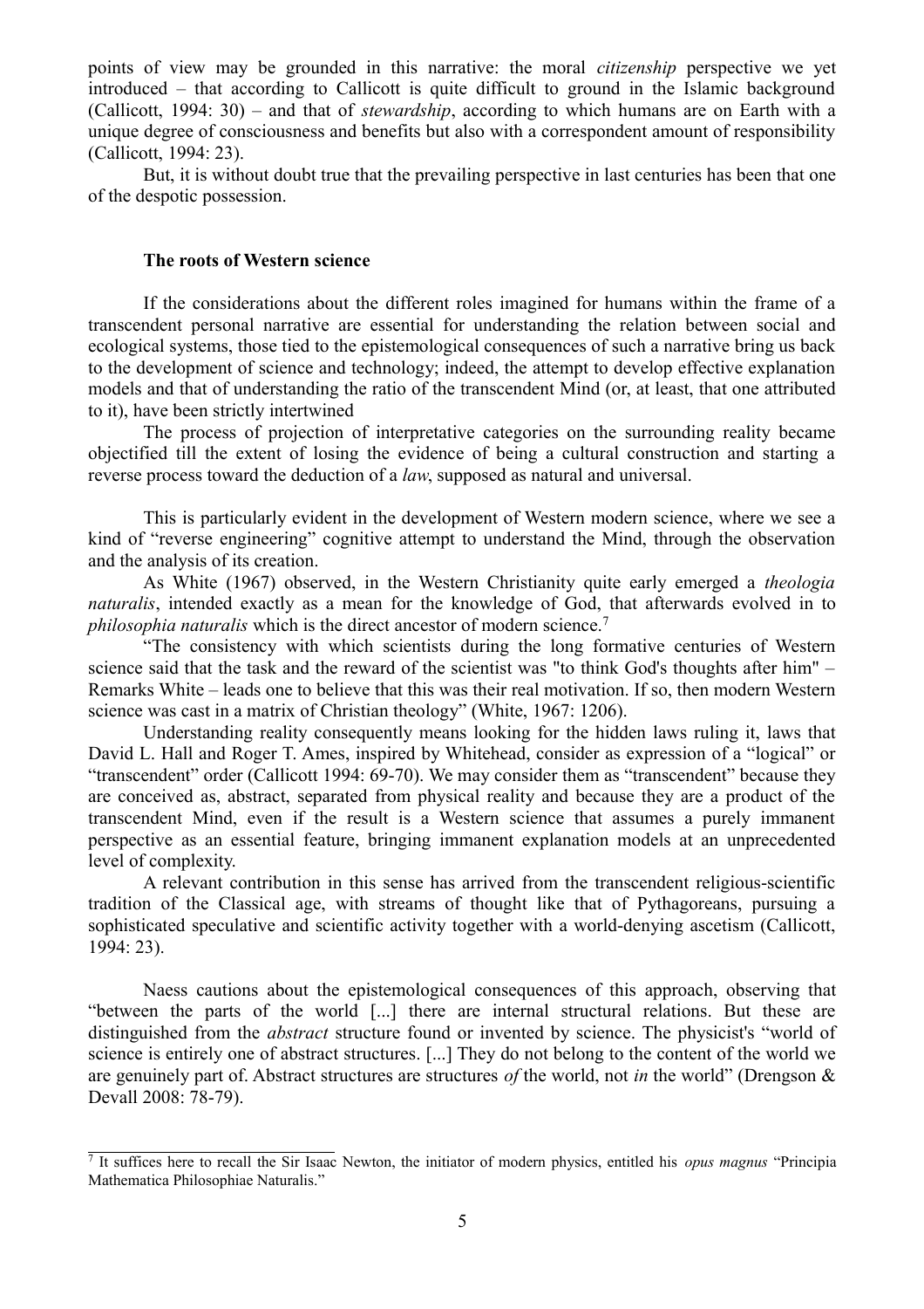points of view may be grounded in this narrative: the moral *citizenship* perspective we yet introduced – that according to Callicott is quite difficult to ground in the Islamic background (Callicott, 1994: 30) – and that of *stewardship*, according to which humans are on Earth with a unique degree of consciousness and benefits but also with a correspondent amount of responsibility (Callicott, 1994: 23).

But, it is without doubt true that the prevailing perspective in last centuries has been that one of the despotic possession.

### The roots of Western science

If the considerations about the different roles imagined for humans within the frame of a transcendent personal narrative are essential for understanding the relation between social and ecological systems, those tied to the epistemological consequences of such a narrative bring us back to the development of science and technology; indeed, the attempt to develop effective explanation models and that of understanding the ratio of the transcendent Mind (or, at least, that one attributed to it), have been strictly intertwined

The process of projection of interpretative categories on the surrounding reality became objectified till the extent of losing the evidence of being a cultural construction and starting a reverse process toward the deduction of a *law*, supposed as natural and universal.

This is particularly evident in the development of Western modern science, where we see a kind of "reverse engineering" cognitive attempt to understand the Mind, through the observation and the analysis of its creation.

As White (1967) observed, in the Western Christianity quite early emerged a *theologia naturalis*, intended exactly as a mean for the knowledge of God, that afterwards evolved in to *philosophia naturalis* which is the direct ancestor of modern science.[7]

"The consistency with which scientists during the long formative centuries of Western science said that the task and the reward of the scientist was "to think God's thoughts after him" – Remarks White – leads one to believe that this was their real motivation. If so, then modern Western science was cast in a matrix of Christian theology" (White, 1967: 1206).

Understanding reality consequently means looking for the hidden laws ruling it, laws that David L. Hall and Roger T. Ames, inspired by Whitehead, consider as expression of a "logical" or "transcendent" order (Callicott 1994: 69-70). We may consider them as "transcendent" because they are conceived as, abstract, separated from physical reality and because they are a product of the transcendent Mind, even if the result is a Western science that assumes a purely immanent perspective as an essential feature, bringing immanent explanation models at an unprecedented level of complexity.

A relevant contribution in this sense has arrived from the transcendent religious-scientific tradition of the Classical age, with streams of thought like that of Pythagoreans, pursuing a sophisticated speculative and scientific activity together with a world-denying ascetism (Callicott, 1994: 23).

Naess cautions about the epistemological consequences of this approach, observing that "between the parts of the world [...] there are internal structural relations. But these are distinguished from the *abstract* structure found or invented by science. The physicist's "world of science is entirely one of abstract structures. [...] They do not belong to the content of the world we are genuinely part of. Abstract structures are structures *of* the world, not *in* the world" (Drengson & Devall 2008: 78-79).

---

[7] It suffices here to recall the Sir Isaac Newton, the initiator of modern physics, entitled his *opus magnus* "Principia Mathematica Philosophiae Naturalis."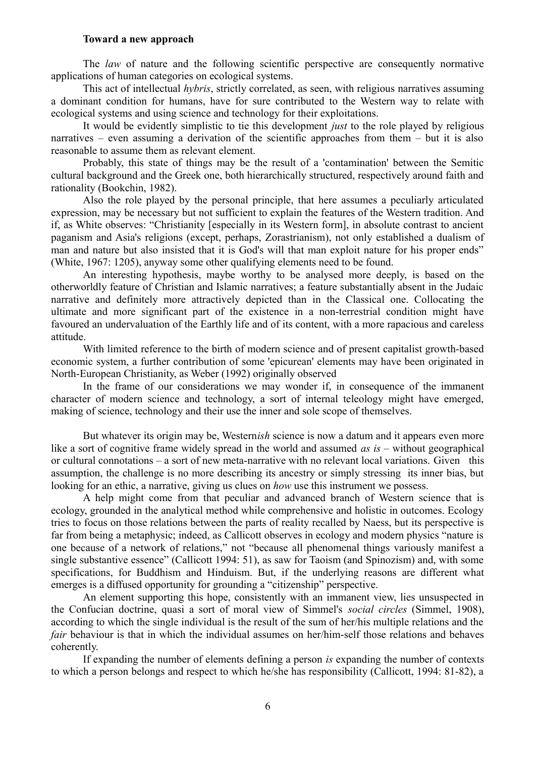### **Toward a new approach**

The *law* of nature and the following scientific perspective are consequently normative applications of human categories on ecological systems.

This act of intellectual *hybris*, strictly correlated, as seen, with religious narratives assuming a dominant condition for humans, have for sure contributed to the Western way to relate with ecological systems and using science and technology for their exploitations.

It would be evidently simplistic to tie this development *just* to the role played by religious narratives – even assuming a derivation of the scientific approaches from them – but it is also reasonable to assume them as relevant element.

Probably, this state of things may be the result of a 'contamination' between the Semitic cultural background and the Greek one, both hierarchically structured, respectively around faith and rationality (Bookchin, 1982).

Also the role played by the personal principle, that here assumes a peculiarly articulated expression, may be necessary but not sufficient to explain the features of the Western tradition. And if, as White observes: "Christianity [especially in its Western form], in absolute contrast to ancient paganism and Asia's religions (except, perhaps, Zorastrianism), not only established a dualism of man and nature but also insisted that it is God's will that man exploit nature for his proper ends" (White, 1967: 1205), anyway some other qualifying elements need to be found.

An interesting hypothesis, maybe worthy to be analysed more deeply, is based on the otherworldly feature of Christian and Islamic narratives; a feature substantially absent in the Judaic narrative and definitely more attractively depicted than in the Classical one. Collocating the ultimate and more significant part of the existence in a non-terrestrial condition might have favoured an undervaluation of the Earthly life and of its content, with a more rapacious and careless attitude.

With limited reference to the birth of modern science and of present capitalist growth-based economic system, a further contribution of some 'epicurean' elements may have been originated in North-European Christianity, as Weber (1992) originally observed

In the frame of our considerations we may wonder if, in consequence of the immanent character of modern science and technology, a sort of internal teleology might have emerged, making of science, technology and their use the inner and sole scope of themselves.

But whatever its origin may be, Western*ish* science is now a datum and it appears even more like a sort of cognitive frame widely spread in the world and assumed *as is* – without geographical or cultural connotations – a sort of new meta-narrative with no relevant local variations. Given this assumption, the challenge is no more describing its ancestry or simply stressing its inner bias, but looking for an ethic, a narrative, giving us clues on *how* use this instrument we possess.

A help might come from that peculiar and advanced branch of Western science that is ecology, grounded in the analytical method while comprehensive and holistic in outcomes. Ecology tries to focus on those relations between the parts of reality recalled by Naess, but its perspective is far from being a metaphysic; indeed, as Callicott observes in ecology and modern physics "nature is one because of a network of relations," not "because all phenomenal things variously manifest a single substantive essence" (Callicott 1994: 51), as saw for Taoism (and Spinozism) and, with some specifications, for Buddhism and Hinduism. But, if the underlying reasons are different what emerges is a diffused opportunity for grounding a "citizenship" perspective.

An element supporting this hope, consistently with an immanent view, lies unsuspected in the Confucian doctrine, quasi a sort of moral view of Simmel's *social circles* (Simmel, 1908), according to which the single individual is the result of the sum of her/his multiple relations and the *fair* behaviour is that in which the individual assumes on her/him-self those relations and behaves coherently.

If expanding the number of elements defining a person *is* expanding the number of contexts to which a person belongs and respect to which he/she has responsibility (Callicott, 1994: 81-82), a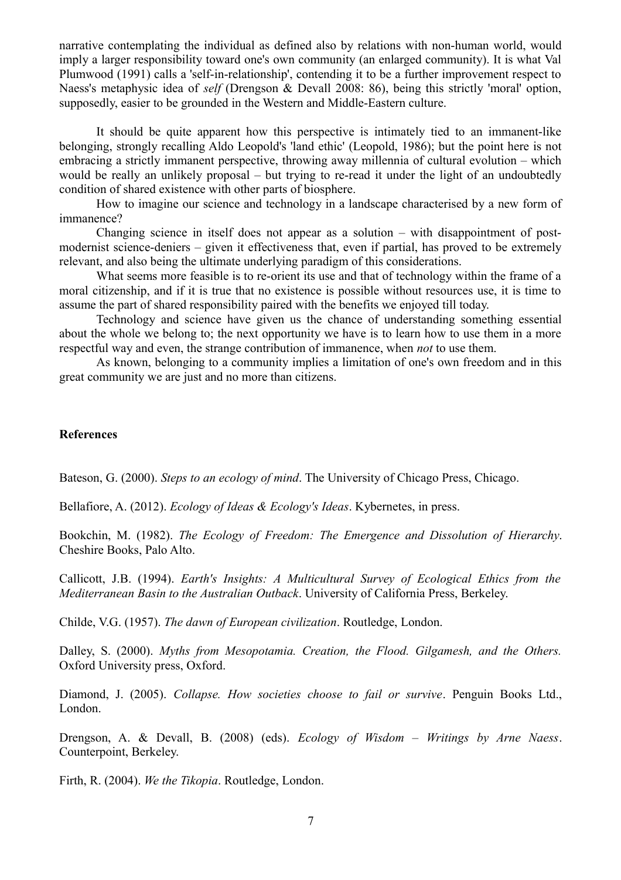narrative contemplating the individual as defined also by relations with non-human world, would imply a larger responsibility toward one's own community (an enlarged community). It is what Val Plumwood (1991) calls a 'self-in-relationship', contending it to be a further improvement respect to Naess's metaphysic idea of *self* (Drengson & Devall 2008: 86), being this strictly 'moral' option, supposedly, easier to be grounded in the Western and Middle-Eastern culture.

It should be quite apparent how this perspective is intimately tied to an immanent-like belonging, strongly recalling Aldo Leopold's 'land ethic' (Leopold, 1986); but the point here is not embracing a strictly immanent perspective, throwing away millennia of cultural evolution – which would be really an unlikely proposal – but trying to re-read it under the light of an undoubtedly condition of shared existence with other parts of biosphere.

How to imagine our science and technology in a landscape characterised by a new form of immanence?

Changing science in itself does not appear as a solution – with disappointment of post-modernist science-deniers – given it effectiveness that, even if partial, has proved to be extremely relevant, and also being the ultimate underlying paradigm of this considerations.

What seems more feasible is to re-orient its use and that of technology within the frame of a moral citizenship, and if it is true that no existence is possible without resources use, it is time to assume the part of shared responsibility paired with the benefits we enjoyed till today.

Technology and science have given us the chance of understanding something essential about the whole we belong to; the next opportunity we have is to learn how to use them in a more respectful way and even, the strange contribution of immanence, when *not* to use them.

As known, belonging to a community implies a limitation of one's own freedom and in this great community we are just and no more than citizens.

**References**

Bateson, G. (2000). *Steps to an ecology of mind*. The University of Chicago Press, Chicago.

Bellafiore, A. (2012). *Ecology of Ideas & Ecology's Ideas*. Kybernetes, in press.

Bookchin, M. (1982). *The Ecology of Freedom: The Emergence and Dissolution of Hierarchy*. Cheshire Books, Palo Alto.

Callicott, J.B. (1994). *Earth's Insights: A Multicultural Survey of Ecological Ethics from the Mediterranean Basin to the Australian Outback*. University of California Press, Berkeley.

Childe, V.G. (1957). *The dawn of European civilization*. Routledge, London.

Dalley, S. (2000). *Myths from Mesopotamia. Creation, the Flood. Gilgamesh, and the Others.* Oxford University press, Oxford.

Diamond, J. (2005). *Collapse. How societies choose to fail or survive*. Penguin Books Ltd., London.

Drengson, A. & Devall, B. (2008) (eds). *Ecology of Wisdom – Writings by Arne Naess*. Counterpoint, Berkeley.

Firth, R. (2004). *We the Tikopia*. Routledge, London.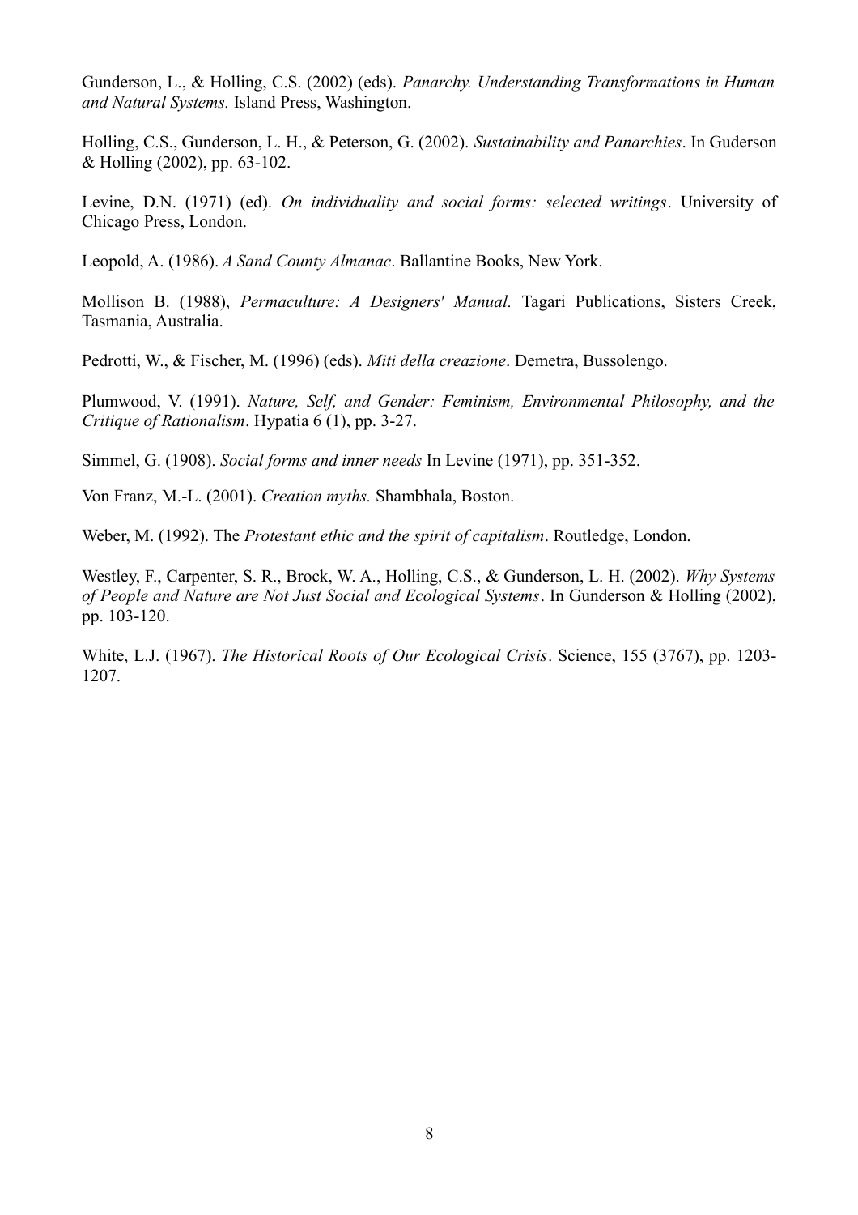Gunderson, L., & Holling, C.S. (2002) (eds). *Panarchy. Understanding Transformations in Human and Natural Systems.* Island Press, Washington.

Holling, C.S., Gunderson, L. H., & Peterson, G. (2002). *Sustainability and Panarchies*. In Guderson & Holling (2002), pp. 63-102.

Levine, D.N. (1971) (ed). *On individuality and social forms: selected writings*. University of Chicago Press, London.

Leopold, A. (1986). *A Sand County Almanac*. Ballantine Books, New York.

Mollison B. (1988), *Permaculture: A Designers' Manual.* Tagari Publications, Sisters Creek, Tasmania, Australia.

Pedrotti, W., & Fischer, M. (1996) (eds). *Miti della creazione*. Demetra, Bussolengo.

Plumwood, V. (1991). *Nature, Self, and Gender: Feminism, Environmental Philosophy, and the Critique of Rationalism*. Hypatia 6 (1), pp. 3-27.

Simmel, G. (1908). *Social forms and inner needs* In Levine (1971), pp. 351-352.

Von Franz, M.-L. (2001). *Creation myths.* Shambhala, Boston.

Weber, M. (1992). The *Protestant ethic and the spirit of capitalism*. Routledge, London.

Westley, F., Carpenter, S. R., Brock, W. A., Holling, C.S., & Gunderson, L. H. (2002). *Why Systems of People and Nature are Not Just Social and Ecological Systems*. In Gunderson & Holling (2002), pp. 103-120.

White, L.J. (1967). *The Historical Roots of Our Ecological Crisis*. Science, 155 (3767), pp. 1203-1207.